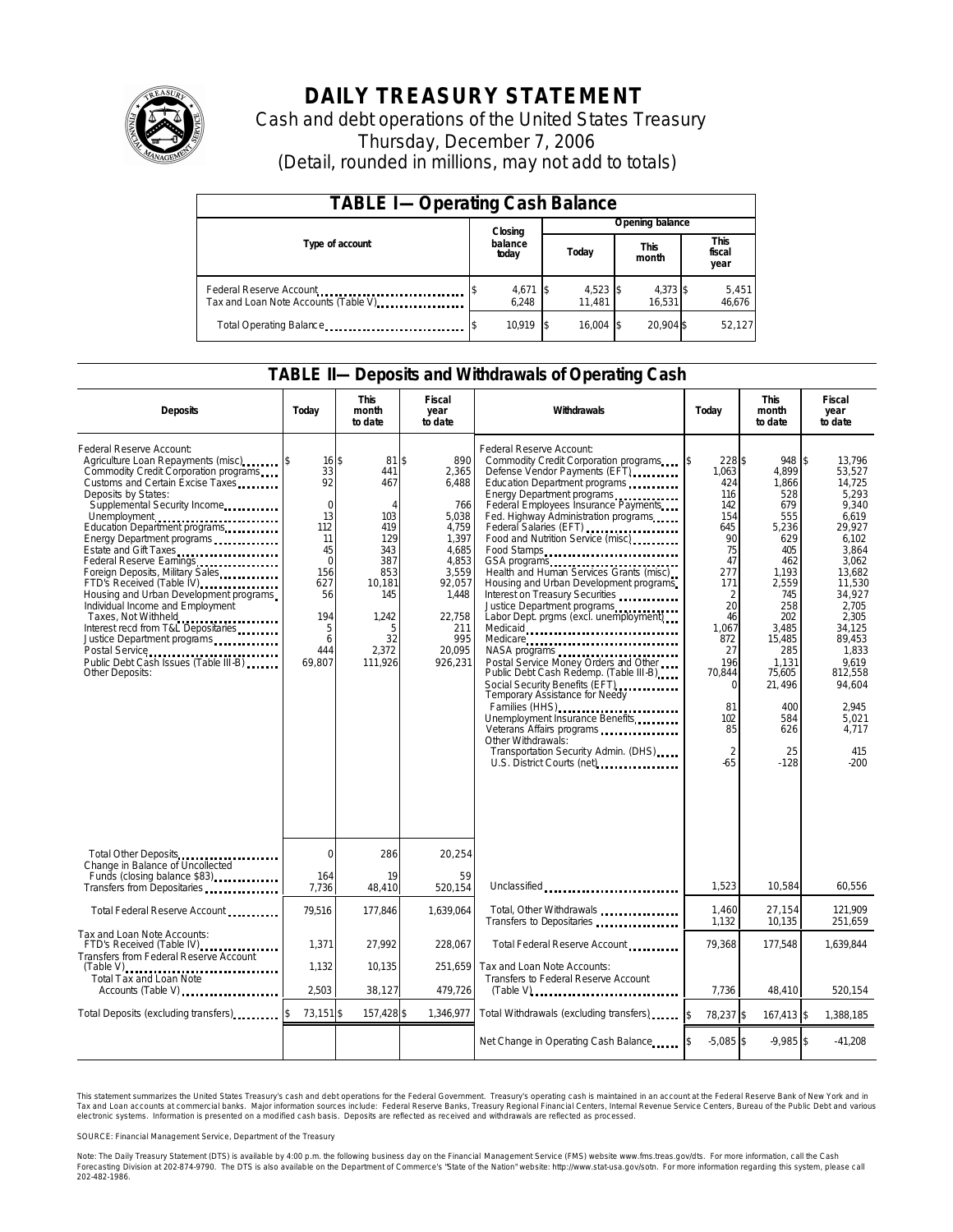# DAILY TREASURY STATEMENT

Cash and debt operations of the United States Treasury
Thursday, December 7, 2006
(Detail, rounded in millions, may not add to totals)

| TABLE I—Operating Cash Balance | | | | |
|---|---|---|---|---|
| Type of account | Closing balance today | Opening balance | | |
| | | Today | This month | This fiscal year |
| Federal Reserve Account | $ 4,671 | $ 4,523 | $ 4,373 | $ 5,451 |
| Tax and Loan Note Accounts (Table V) | 6,248 | 11,481 | 16,531 | 46,676 |
| Total Operating Balance | $ 10,919 | $ 16,004 | $ 20,904 | $ 52,127 |

## TABLE II—Deposits and Withdrawals of Operating Cash

| Deposits | Today | This month to date | Fiscal year to date | Withdrawals | Today | This month to date | Fiscal year to date |
|---|---|---|---|---|---|---|---|
| Federal Reserve Account: | | | | Federal Reserve Account: | | | |
| Agriculture Loan Repayments (misc) | $ 16 | $ 81 | $ 890 | Commodity Credit Corporation programs | $ 228 | $ 948 | $ 13,796 |
| Commodity Credit Corporation programs | 33 | 441 | 2,365 | Defense Vendor Payments (EFT) | 1,063 | 4,899 | 53,527 |
| Customs and Certain Excise Taxes | 92 | 467 | 6,488 | Education Department programs | 424 | 1,866 | 14,725 |
| Deposits by States: | | | | Energy Department programs | 116 | 528 | 5,293 |
| Supplemental Security Income | 0 | 4 | 766 | Federal Employees Insurance Payments | 142 | 679 | 9,340 |
| Unemployment | 13 | 103 | 5,038 | Fed. Highway Administration programs | 154 | 555 | 6,619 |
| Education Department programs | 112 | 419 | 4,759 | Federal Salaries (EFT) | 645 | 5,236 | 29,927 |
| Energy Department programs | 11 | 129 | 1,397 | Food and Nutrition Service (misc) | 90 | 629 | 6,102 |
| Estate and Gift Taxes | 45 | 343 | 4,685 | Food Stamps | 75 | 405 | 3,864 |
| Federal Reserve Earnings | 0 | 387 | 4,853 | GSA programs | 47 | 462 | 3,062 |
| Foreign Deposits, Military Sales | 156 | 853 | 3,559 | Health and Human Services Grants (misc) | 277 | 1,193 | 13,682 |
| FTD's Received (Table IV) | 627 | 10,181 | 92,057 | Housing and Urban Development programs | 171 | 2,559 | 11,530 |
| Housing and Urban Development programs | 56 | 145 | 1,448 | Interest on Treasury Securities | 2 | 745 | 34,927 |
| Individual Income and Employment Taxes, Not Withheld | 194 | 1,242 | 22,758 | Justice Department programs | 20 | 258 | 2,705 |
| Interest recd from T&L Depositaries | 5 | 5 | 211 | Labor Dept. prgms (excl. unemployment) | 46 | 202 | 2,305 |
| Justice Department programs | 6 | 32 | 995 | Medicaid | 1,067 | 3,485 | 34,125 |
| Postal Service | 444 | 2,372 | 20,095 | Medicare | 872 | 15,485 | 89,453 |
| Public Debt Cash Issues (Table III-B) | 69,807 | 111,926 | 926,231 | NASA programs | 27 | 285 | 1,833 |
| Other Deposits: | | | | Postal Service Money Orders and Other | 196 | 1,131 | 9,619 |
| | | | | Public Debt Cash Redemp. (Table III-B) | 70,844 | 75,605 | 812,558 |
| | | | | Social Security Benefits (EFT) | 0 | 21,496 | 94,604 |
| | | | | Temporary Assistance for Needy Families (HHS) | 81 | 400 | 2,945 |
| | | | | Unemployment Insurance Benefits | 102 | 584 | 5,021 |
| | | | | Veterans Affairs programs | 85 | 626 | 4,717 |
| | | | | Other Withdrawals: | | | |
| | | | | Transportation Security Admin. (DHS) | 2 | 25 | 415 |
| | | | | U.S. District Courts (net) | -65 | -128 | -200 |
| Total Other Deposits | 0 | 286 | 20,254 | | | | |
| Change in Balance of Uncollected Funds (closing balance $83) | 164 | 19 | 59 | | | | |
| Transfers from Depositaries | 7,736 | 48,410 | 520,154 | Unclassified | 1,523 | 10,584 | 60,556 |
| Total Federal Reserve Account | 79,516 | 177,846 | 1,639,064 | Total, Other Withdrawals | 1,460 | 27,154 | 121,909 |
| | | | | Transfers to Depositaries | 1,132 | 10,135 | 251,659 |
| Tax and Loan Note Accounts: | | | | | | | |
| FTD's Received (Table IV) | 1,371 | 27,992 | 228,067 | Total Federal Reserve Account | 79,368 | 177,548 | 1,639,844 |
| Transfers from Federal Reserve Account (Table V) | 1,132 | 10,135 | 251,659 | Tax and Loan Note Accounts: | | | |
| Total Tax and Loan Note Accounts (Table V) | 2,503 | 38,127 | 479,726 | Transfers to Federal Reserve Account (Table V) | 7,736 | 48,410 | 520,154 |
| Total Deposits (excluding transfers) | $ 73,151 | $ 157,428 | $ 1,346,977 | Total Withdrawals (excluding transfers) | $ 78,237 | $ 167,413 | $ 1,388,185 |
| | | | | Net Change in Operating Cash Balance | $ -5,085 | $ -9,985 | $ -41,208 |

This statement summarizes the United States Treasury's cash and debt operations for the Federal Government. Treasury's operating cash is maintained in an account at the Federal Reserve Bank of New York and in Tax and Loan accounts at commercial banks. Major information sources include: Federal Reserve Banks, Treasury Regional Financial Centers, Internal Revenue Service Centers, Bureau of the Public Debt and various electronic systems. Information is presented on a modified cash basis. Deposits are reflected as received and withdrawals are reflected as processed.

SOURCE: Financial Management Service, Department of the Treasury

Note: The Daily Treasury Statement (DTS) is available by 4:00 p.m. the following business day on the Financial Management Service (FMS) website www.fms.treas.gov/dts. For more information, call the Cash Forecasting Division at 202-874-9790. The DTS is also available on the Department of Commerce's "State of the Nation" website: http://www.stat-usa.gov/sotn. For more information regarding this system, please call 202-482-1986.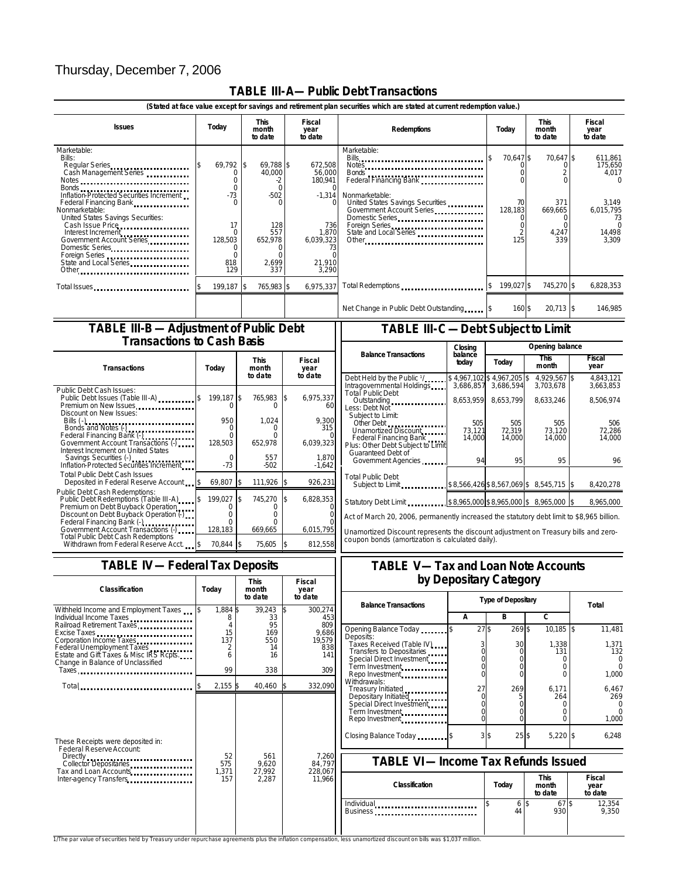Thursday, December 7, 2006

## TABLE III-A— Public Debt Transactions

(Stated at face value except for savings and retirement plan securities which are stated at current redemption value.)

| Issues | Today | This month to date | Fiscal year to date |
|---|---|---|---|
| Marketable: | | | |
| Bills: | | | |
| Regular Series | $ 69,792 | $ 69,788 | $ 672,508 |
| Cash Management Series | 0 | 40,000 | 56,000 |
| Notes | 0 | -2 | 180,941 |
| Bonds | 0 | 0 | 0 |
| Inflation-Protected Securities Increment | -73 | -502 | -1,314 |
| Federal Financing Bank | 0 | 0 | 0 |
| Nonmarketable: | | | |
| United States Savings Securities: | | | |
| Cash Issue Price | 17 | 128 | 736 |
| Interest Increment | 0 | 557 | 1,870 |
| Government Account Series | 128,503 | 652,978 | 6,039,323 |
| Domestic Series | 0 | 0 | 73 |
| Foreign Series | 0 | 0 | 0 |
| State and Local Series | 818 | 2,699 | 21,910 |
| Other | 129 | 337 | 3,290 |
| Total Issues | $ 199,187 | $ 765,983 | $ 6,975,337 |

| Redemptions | Today | This month to date | Fiscal year to date |
|---|---|---|---|
| Marketable: | | | |
| Bills | $ 70,647 | $ 70,647 | $ 611,861 |
| Notes | 0 | 0 | 175,650 |
| Bonds | 0 | 2 | 4,017 |
| Federal Financing Bank | 0 | 0 | 0 |
| Nonmarketable: | | | |
| United States Savings Securities | 70 | 371 | 3,149 |
| Government Account Series | 128,183 | 669,665 | 6,015,795 |
| Domestic Series | 0 | 0 | 73 |
| Foreign Series | 0 | 0 | 0 |
| State and Local Series | 2 | 4,247 | 14,498 |
| Other | 125 | 339 | 3,309 |
| Total Redemptions | $ 199,027 | $ 745,270 | $ 6,828,353 |
| Net Change in Public Debt Outstanding | $ 160 | $ 20,713 | $ 146,985 |

## TABLE III-B — Adjustment of Public Debt Transactions to Cash Basis

| Transactions | Today | This month to date | Fiscal year to date |
|---|---|---|---|
| Public Debt Cash Issues: | | | |
| Public Debt Issues (Table III-A) | $ 199,187 | $ 765,983 | $ 6,975,337 |
| Premium on New Issues | 0 | 0 | 60 |
| Discount on New Issues: | | | |
| Bills (-) | 950 | 1,024 | 9,300 |
| Bonds and Notes (-) | 0 | 0 | 315 |
| Federal Financing Bank (-) | 0 | 0 | 0 |
| Government Account Transactions (-) | 128,503 | 652,978 | 6,039,323 |
| Interest Increment on United States Savings Securities (-) | 0 | 557 | 1,870 |
| Inflation-Protected Securities Increment | -73 | -502 | -1,642 |
| Total Public Debt Cash Issues Deposited in Federal Reserve Account | $ 69,807 | $ 111,926 | $ 926,231 |
| Public Debt Cash Redemptions: | | | |
| Public Debt Redemptions (Table III-A) | $ 199,027 | $ 745,270 | $ 6,828,353 |
| Premium on Debt Buyback Operation | 0 | 0 | 0 |
| Discount on Debt Buyback Operation (-) | 0 | 0 | 0 |
| Federal Financing Bank (-) | 0 | 0 | 0 |
| Government Account Transactions (-) | 128,183 | 669,665 | 6,015,795 |
| Total Public Debt Cash Redemptions Withdrawn from Federal Reserve Acct. | $ 70,844 | $ 75,605 | $ 812,558 |

## TABLE III-C — Debt Subject to Limit

| Balance Transactions | Closing balance today | Opening balance Today | Opening balance This month | Opening balance Fiscal year |
|---|---|---|---|---|
| Debt Held by the Public [1] | $ 4,967,102 | $ 4,967,205 | $ 4,929,567 | $ 4,843,121 |
| Intragovernmental Holdings | 3,686,857 | 3,686,594 | 3,703,678 | 3,663,853 |
| Total Public Debt Outstanding | 8,653,959 | 8,653,799 | 8,633,246 | 8,506,974 |
| Less: Debt Not Subject to Limit: | | | | |
| Other Debt | 505 | 505 | 505 | 506 |
| Unamortized Discount | 73,121 | 72,319 | 73,120 | 72,286 |
| Federal Financing Bank | 14,000 | 14,000 | 14,000 | 14,000 |
| Plus: Other Debt Subject to Limit | | | | |
| Guaranteed Debt of Government Agencies | 94 | 95 | 95 | 96 |
| Total Public Debt Subject to Limit | $ 8,566,426 | $ 8,567,069 | $ 8,545,715 | $ 8,420,278 |
| Statutory Debt Limit | $ 8,965,000 | $ 8,965,000 | $ 8,965,000 | $ 8,965,000 |

Act of March 20, 2006, permanently increased the statutory debt limit to $8,965 billion.

Unamortized Discount represents the discount adjustment on Treasury bills and zero-coupon bonds (amortization is calculated daily).

## TABLE IV — Federal Tax Deposits

| Classification | Today | This month to date | Fiscal year to date |
|---|---|---|---|
| Withheld Income and Employment Taxes | $ 1,884 | $ 39,243 | $ 300,274 |
| Individual Income Taxes | 8 | 33 | 453 |
| Railroad Retirement Taxes | 4 | 95 | 809 |
| Excise Taxes | 15 | 169 | 9,686 |
| Corporation Income Taxes | 137 | 550 | 19,579 |
| Federal Unemployment Taxes | 2 | 14 | 838 |
| Estate and Gift Taxes & Misc IRS Rcpts. | 6 | 16 | 141 |
| Change in Balance of Unclassified Taxes | 99 | 338 | 309 |
| Total | $ 2,155 | $ 40,460 | $ 332,090 |
| These Receipts were deposited in: | | | |
| Federal Reserve Account: | | | |
| Directly | 52 | 561 | 7,260 |
| Collector Depositaries | 575 | 9,620 | 84,797 |
| Tax and Loan Accounts | 1,371 | 27,992 | 228,067 |
| Inter-agency Transfers | 157 | 2,287 | 11,966 |

## TABLE V — Tax and Loan Note Accounts by Depositary Category

| Balance Transactions | Type of Depositary A | B | C | Total |
|---|---|---|---|---|
| Opening Balance Today | $ 27 | $ 269 | $ 10,185 | $ 11,481 |
| Deposits: | | | | |
| Taxes Received (Table IV) | 3 | 30 | 1,338 | 1,371 |
| Transfers to Depositaries | 0 | 0 | 131 | 132 |
| Special Direct Investment | 0 | 0 | 0 | 0 |
| Term Investment | 0 | 0 | 0 | 0 |
| Repo Investment | 0 | 0 | 0 | 1,000 |
| Withdrawals: | | | | |
| Treasury Initiated | 27 | 269 | 6,171 | 6,467 |
| Depositary Initiated | 0 | 5 | 264 | 269 |
| Special Direct Investment | 0 | 0 | 0 | 0 |
| Term Investment | 0 | 0 | 0 | 0 |
| Repo Investment | 0 | 0 | 0 | 1,000 |
| Closing Balance Today | $ 3 | $ 25 | $ 5,220 | $ 6,248 |

## TABLE VI — Income Tax Refunds Issued

| Classification | Today | This month to date | Fiscal year to date |
|---|---|---|---|
| Individual | $ 6 | $ 67 | $ 12,354 |
| Business | 44 | 930 | 9,350 |

1/The par value of securities held by Treasury under repurchase agreements plus the inflation compensation, less unamortized discount on bills was $1,037 million.